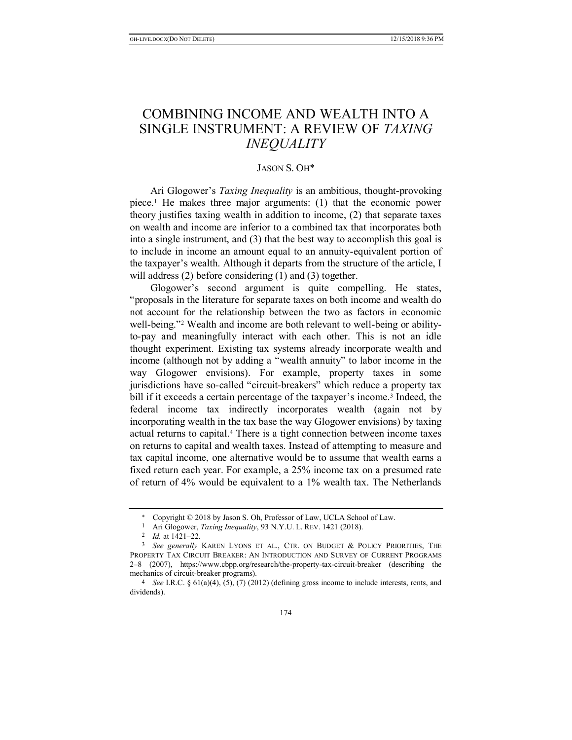# COMBINING INCOME AND WEALTH INTO A SINGLE INSTRUMENT: A REVIEW OF *TAXING INEQUALITY*

JASON S. OH*

Ari Glogower's *Taxing Inequality* is an ambitious, thought-provoking piece.[1] He makes three major arguments: (1) that the economic power theory justifies taxing wealth in addition to income, (2) that separate taxes on wealth and income are inferior to a combined tax that incorporates both into a single instrument, and (3) that the best way to accomplish this goal is to include in income an amount equal to an annuity-equivalent portion of the taxpayer's wealth. Although it departs from the structure of the article, I will address (2) before considering (1) and (3) together.

Glogower's second argument is quite compelling. He states, "proposals in the literature for separate taxes on both income and wealth do not account for the relationship between the two as factors in economic well-being."[2] Wealth and income are both relevant to well-being or ability-to-pay and meaningfully interact with each other. This is not an idle thought experiment. Existing tax systems already incorporate wealth and income (although not by adding a "wealth annuity" to labor income in the way Glogower envisions). For example, property taxes in some jurisdictions have so-called "circuit-breakers" which reduce a property tax bill if it exceeds a certain percentage of the taxpayer's income.[3] Indeed, the federal income tax indirectly incorporates wealth (again not by incorporating wealth in the tax base the way Glogower envisions) by taxing actual returns to capital.[4] There is a tight connection between income taxes on returns to capital and wealth taxes. Instead of attempting to measure and tax capital income, one alternative would be to assume that wealth earns a fixed return each year. For example, a 25% income tax on a presumed rate of return of 4% would be equivalent to a 1% wealth tax. The Netherlands

---

\* Copyright © 2018 by Jason S. Oh, Professor of Law, UCLA School of Law.

1 Ari Glogower, *Taxing Inequality*, 93 N.Y.U. L. REV. 1421 (2018).

2 *Id.* at 1421–22.

3 *See generally* KAREN LYONS ET AL., CTR. ON BUDGET & POLICY PRIORITIES, THE PROPERTY TAX CIRCUIT BREAKER: AN INTRODUCTION AND SURVEY OF CURRENT PROGRAMS 2–8 (2007), https://www.cbpp.org/research/the-property-tax-circuit-breaker (describing the mechanics of circuit-breaker programs).

4 *See* I.R.C. § 61(a)(4), (5), (7) (2012) (defining gross income to include interests, rents, and dividends).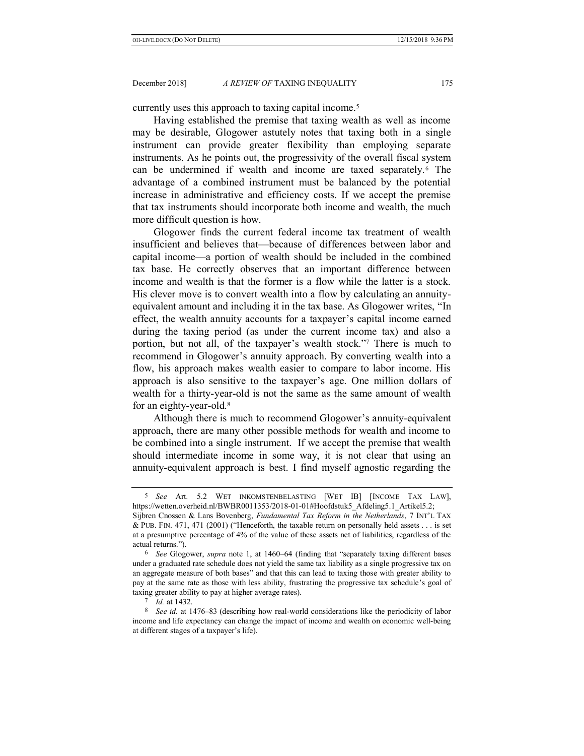currently uses this approach to taxing capital income.[5]

Having established the premise that taxing wealth as well as income may be desirable, Glogower astutely notes that taxing both in a single instrument can provide greater flexibility than employing separate instruments. As he points out, the progressivity of the overall fiscal system can be undermined if wealth and income are taxed separately.[6] The advantage of a combined instrument must be balanced by the potential increase in administrative and efficiency costs. If we accept the premise that tax instruments should incorporate both income and wealth, the much more difficult question is how.

Glogower finds the current federal income tax treatment of wealth insufficient and believes that—because of differences between labor and capital income—a portion of wealth should be included in the combined tax base. He correctly observes that an important difference between income and wealth is that the former is a flow while the latter is a stock. His clever move is to convert wealth into a flow by calculating an annuity-equivalent amount and including it in the tax base. As Glogower writes, "In effect, the wealth annuity accounts for a taxpayer's capital income earned during the taxing period (as under the current income tax) and also a portion, but not all, of the taxpayer's wealth stock."[7] There is much to recommend in Glogower's annuity approach. By converting wealth into a flow, his approach makes wealth easier to compare to labor income. His approach is also sensitive to the taxpayer's age. One million dollars of wealth for a thirty-year-old is not the same as the same amount of wealth for an eighty-year-old.[8]

Although there is much to recommend Glogower's annuity-equivalent approach, there are many other possible methods for wealth and income to be combined into a single instrument. If we accept the premise that wealth should intermediate income in some way, it is not clear that using an annuity-equivalent approach is best. I find myself agnostic regarding the

---

[5] *See* Art. 5.2 WET INKOMSTENBELASTING [WET IB] [INCOME TAX LAW], https://wetten.overheid.nl/BWBR0011353/2018-01-01#Hoofdstuk5_Afdeling5.1_Artikel5.2; Sijbren Cnossen & Lans Bovenberg, *Fundamental Tax Reform in the Netherlands*, 7 INT'L TAX & PUB. FIN. 471, 471 (2001) ("Henceforth, the taxable return on personally held assets . . . is set at a presumptive percentage of 4% of the value of these assets net of liabilities, regardless of the actual returns.").

[6] *See* Glogower, *supra* note 1, at 1460–64 (finding that "separately taxing different bases under a graduated rate schedule does not yield the same tax liability as a single progressive tax on an aggregate measure of both bases" and that this can lead to taxing those with greater ability to pay at the same rate as those with less ability, frustrating the progressive tax schedule's goal of taxing greater ability to pay at higher average rates).

[7] *Id.* at 1432.

[8] *See id.* at 1476–83 (describing how real-world considerations like the periodicity of labor income and life expectancy can change the impact of income and wealth on economic well-being at different stages of a taxpayer's life).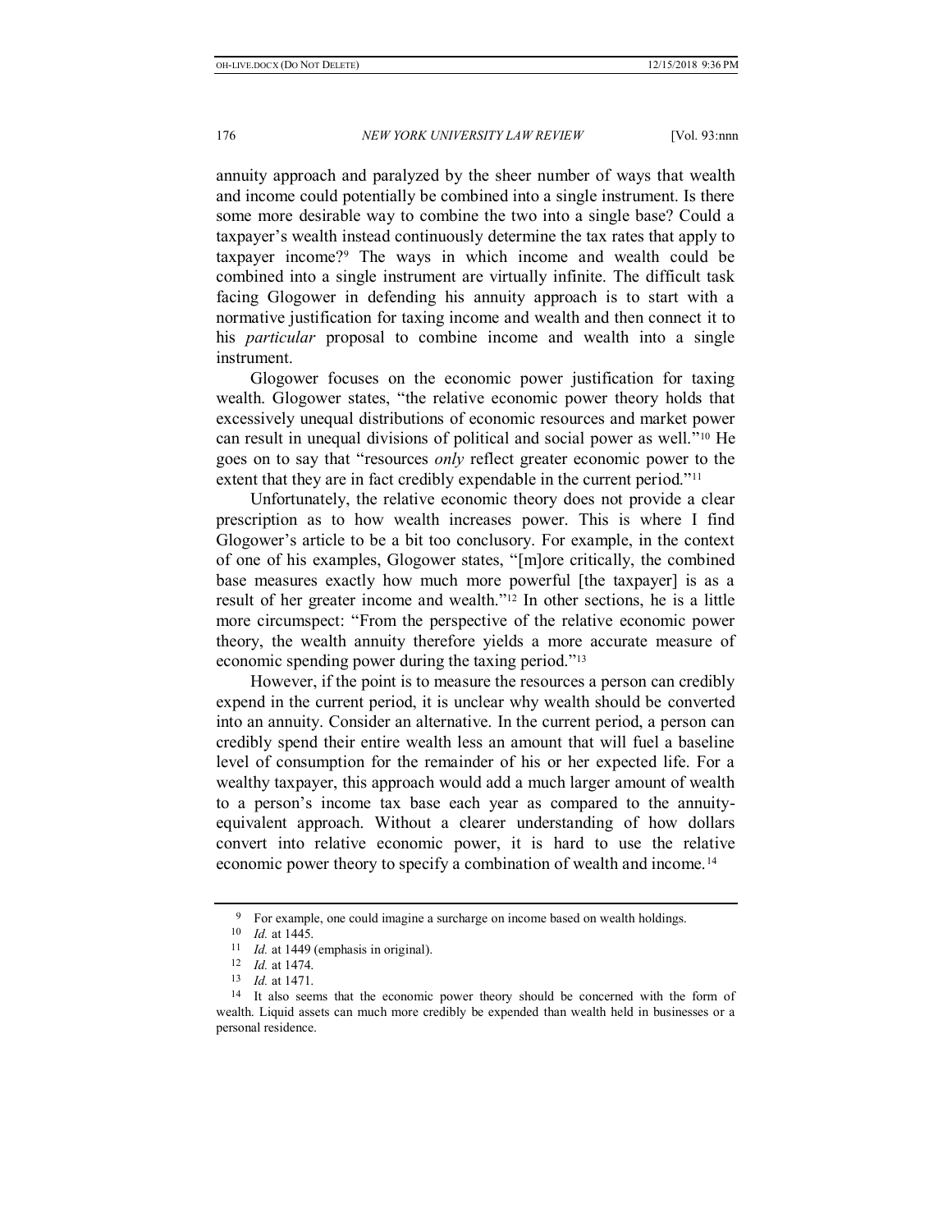annuity approach and paralyzed by the sheer number of ways that wealth and income could potentially be combined into a single instrument. Is there some more desirable way to combine the two into a single base? Could a taxpayer's wealth instead continuously determine the tax rates that apply to taxpayer income?[9] The ways in which income and wealth could be combined into a single instrument are virtually infinite. The difficult task facing Glogower in defending his annuity approach is to start with a normative justification for taxing income and wealth and then connect it to his *particular* proposal to combine income and wealth into a single instrument.

Glogower focuses on the economic power justification for taxing wealth. Glogower states, "the relative economic power theory holds that excessively unequal distributions of economic resources and market power can result in unequal divisions of political and social power as well."[10] He goes on to say that "resources *only* reflect greater economic power to the extent that they are in fact credibly expendable in the current period."[11]

Unfortunately, the relative economic theory does not provide a clear prescription as to how wealth increases power. This is where I find Glogower's article to be a bit too conclusory. For example, in the context of one of his examples, Glogower states, "[m]ore critically, the combined base measures exactly how much more powerful [the taxpayer] is as a result of her greater income and wealth."[12] In other sections, he is a little more circumspect: "From the perspective of the relative economic power theory, the wealth annuity therefore yields a more accurate measure of economic spending power during the taxing period."[13]

However, if the point is to measure the resources a person can credibly expend in the current period, it is unclear why wealth should be converted into an annuity. Consider an alternative. In the current period, a person can credibly spend their entire wealth less an amount that will fuel a baseline level of consumption for the remainder of his or her expected life. For a wealthy taxpayer, this approach would add a much larger amount of wealth to a person's income tax base each year as compared to the annuity-equivalent approach. Without a clearer understanding of how dollars convert into relative economic power, it is hard to use the relative economic power theory to specify a combination of wealth and income.[14]

---

[9] For example, one could imagine a surcharge on income based on wealth holdings.

[10] *Id.* at 1445.

[11] *Id.* at 1449 (emphasis in original).

[12] *Id.* at 1474.

[13] *Id.* at 1471.

[14] It also seems that the economic power theory should be concerned with the form of wealth. Liquid assets can much more credibly be expended than wealth held in businesses or a personal residence.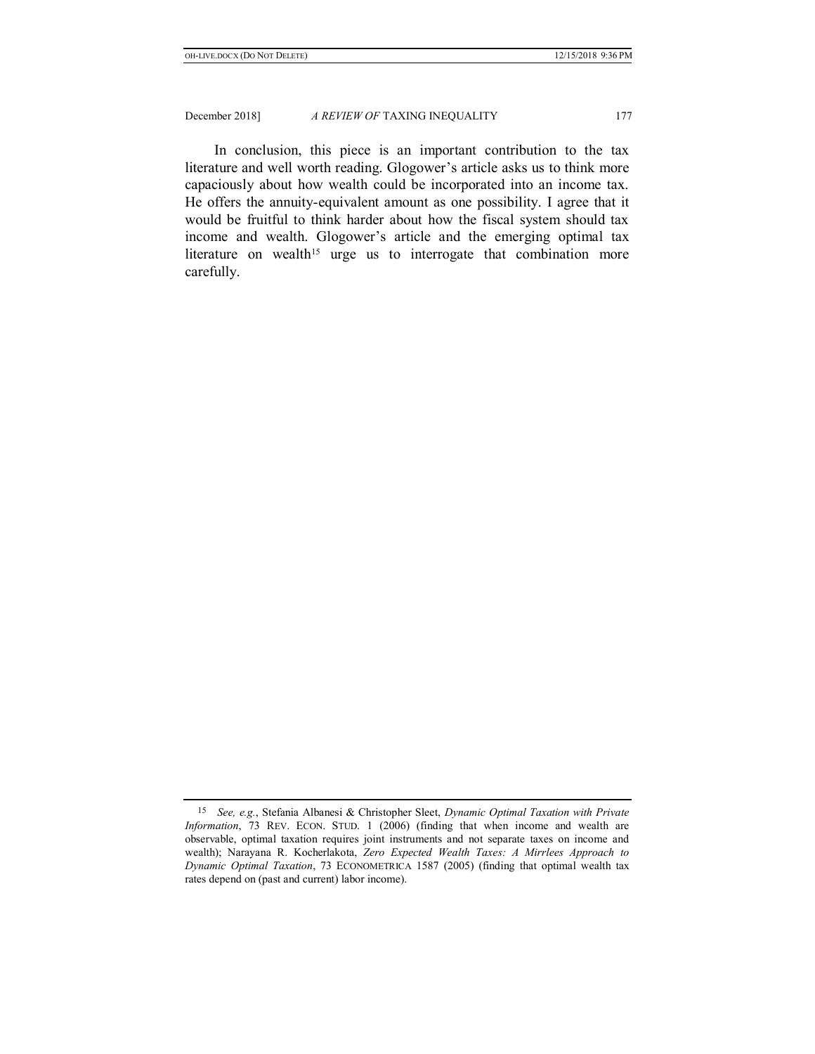In conclusion, this piece is an important contribution to the tax literature and well worth reading. Glogower's article asks us to think more capaciously about how wealth could be incorporated into an income tax. He offers the annuity-equivalent amount as one possibility. I agree that it would be fruitful to think harder about how the fiscal system should tax income and wealth. Glogower's article and the emerging optimal tax literature on wealth[15] urge us to interrogate that combination more carefully.

---

15 *See, e.g.*, Stefania Albanesi & Christopher Sleet, *Dynamic Optimal Taxation with Private Information*, 73 REV. ECON. STUD. 1 (2006) (finding that when income and wealth are observable, optimal taxation requires joint instruments and not separate taxes on income and wealth); Narayana R. Kocherlakota, *Zero Expected Wealth Taxes: A Mirrlees Approach to Dynamic Optimal Taxation*, 73 ECONOMETRICA 1587 (2005) (finding that optimal wealth tax rates depend on (past and current) labor income).